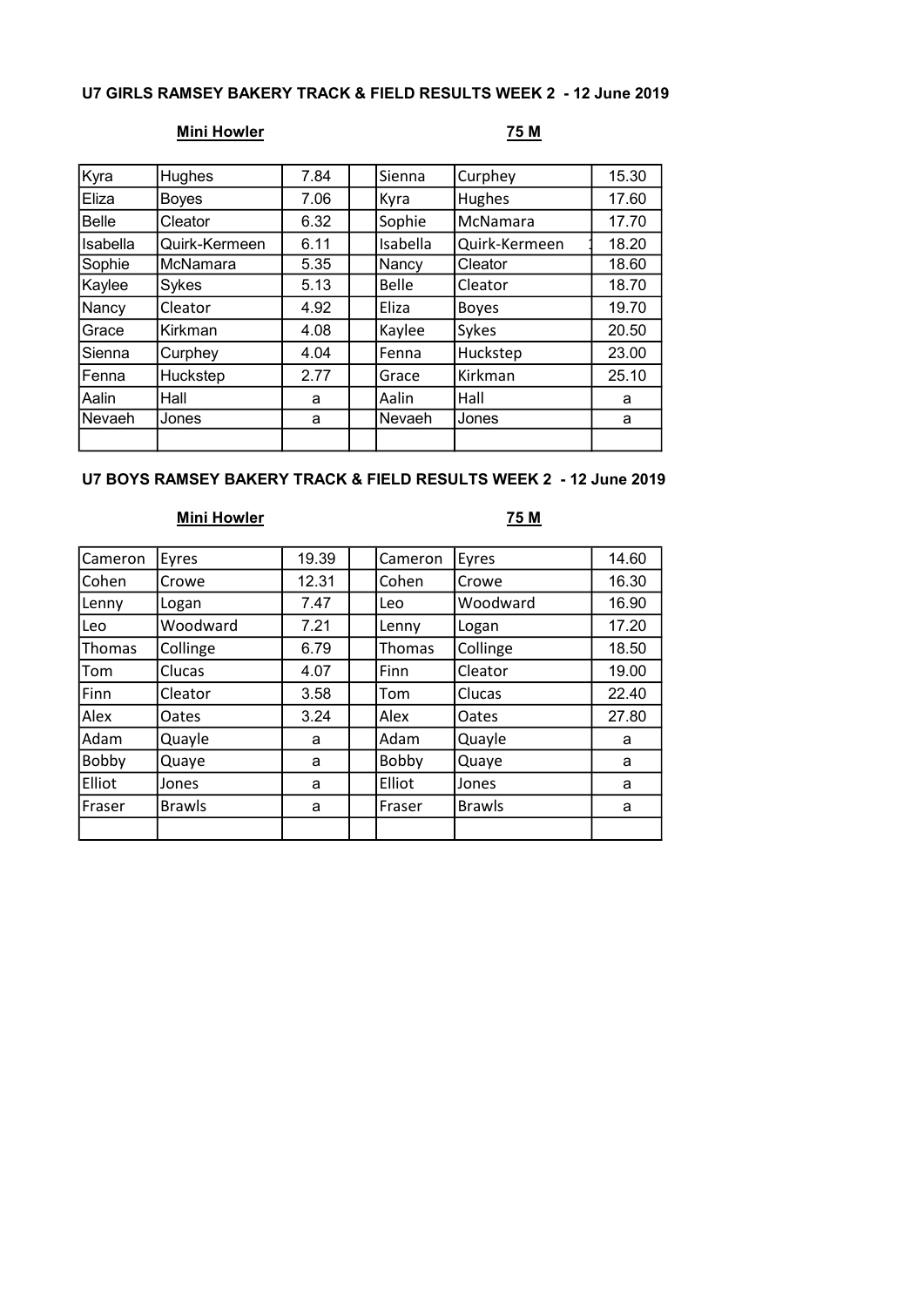### U7 GIRLS RAMSEY BAKERY TRACK & FIELD RESULTS WEEK 2 - 12 June 2019

| Mini Howler | | | | 75 M | | |
|---|---|---|---|---|---|---|
| Kyra | Hughes | 7.84 | | Sienna | Curphey | 15.30 |
| Eliza | Boyes | 7.06 | | Kyra | Hughes | 17.60 |
| Belle | Cleator | 6.32 | | Sophie | McNamara | 17.70 |
| Isabella | Quirk-Kermeen | 6.11 | | Isabella | Quirk-Kermeen | 18.20 |
| Sophie | McNamara | 5.35 | | Nancy | Cleator | 18.60 |
| Kaylee | Sykes | 5.13 | | Belle | Cleator | 18.70 |
| Nancy | Cleator | 4.92 | | Eliza | Boyes | 19.70 |
| Grace | Kirkman | 4.08 | | Kaylee | Sykes | 20.50 |
| Sienna | Curphey | 4.04 | | Fenna | Huckstep | 23.00 |
| Fenna | Huckstep | 2.77 | | Grace | Kirkman | 25.10 |
| Aalin | Hall | a | | Aalin | Hall | a |
| Nevaeh | Jones | a | | Nevaeh | Jones | a |
| | | | | | | |

### U7 BOYS RAMSEY BAKERY TRACK & FIELD RESULTS WEEK 2 - 12 June 2019

| Mini Howler | | | | 75 M | | |
|---|---|---|---|---|---|---|
| Cameron | Eyres | 19.39 | | Cameron | Eyres | 14.60 |
| Cohen | Crowe | 12.31 | | Cohen | Crowe | 16.30 |
| Lenny | Logan | 7.47 | | Leo | Woodward | 16.90 |
| Leo | Woodward | 7.21 | | Lenny | Logan | 17.20 |
| Thomas | Collinge | 6.79 | | Thomas | Collinge | 18.50 |
| Tom | Clucas | 4.07 | | Finn | Cleator | 19.00 |
| Finn | Cleator | 3.58 | | Tom | Clucas | 22.40 |
| Alex | Oates | 3.24 | | Alex | Oates | 27.80 |
| Adam | Quayle | a | | Adam | Quayle | a |
| Bobby | Quaye | a | | Bobby | Quaye | a |
| Elliot | Jones | a | | Elliot | Jones | a |
| Fraser | Brawls | a | | Fraser | Brawls | a |
| | | | | | | |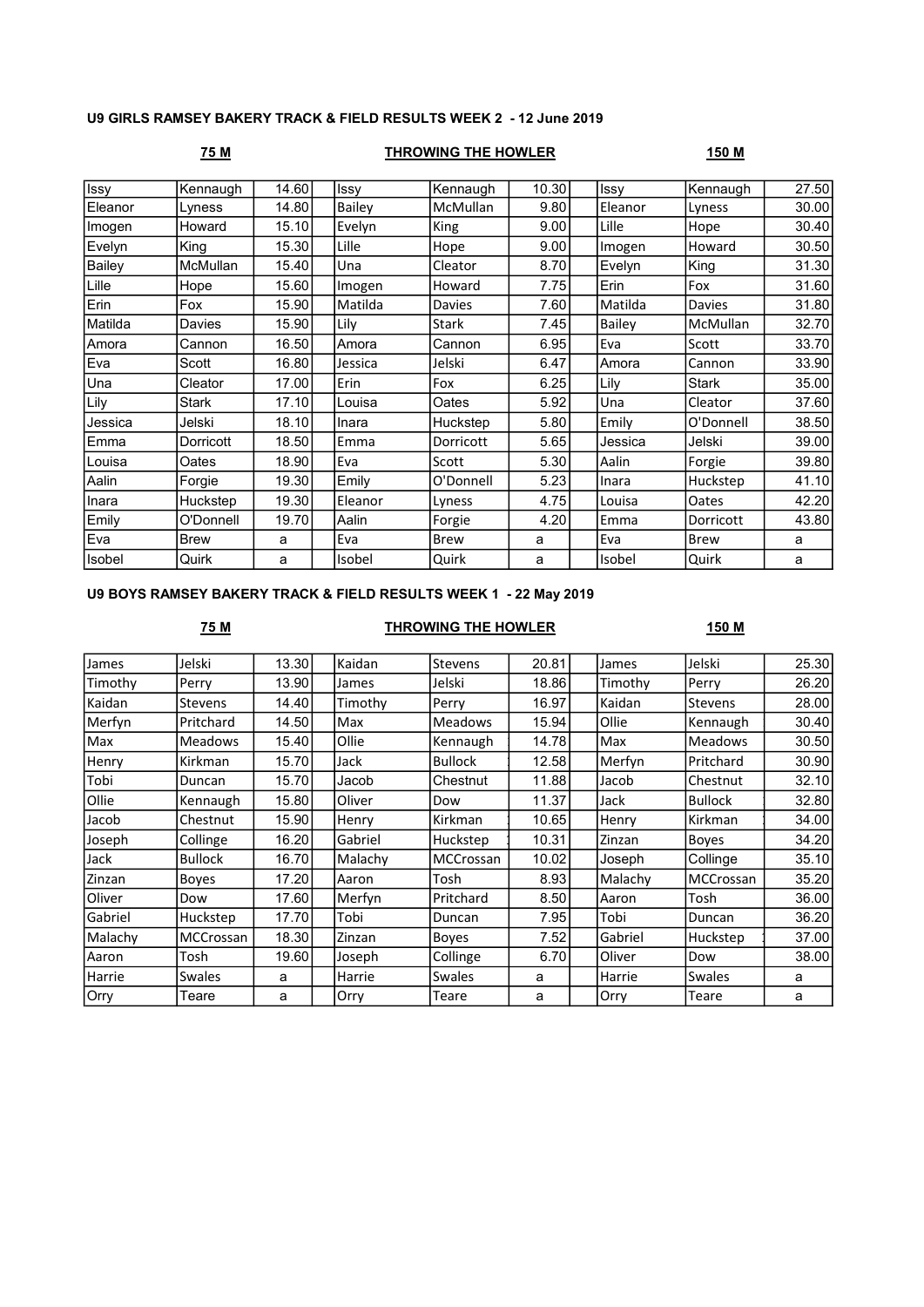**U9 GIRLS RAMSEY BAKERY TRACK & FIELD RESULTS WEEK 2 - 12 June 2019**

| 75 M | | | | THROWING THE HOWLER | | | | 150 M | | |
|---|---|---|---|---|---|---|---|---|---|---|
| Issy | Kennaugh | 14.60 | | Issy | Kennaugh | 10.30 | | Issy | Kennaugh | 27.50 |
| Eleanor | Lyness | 14.80 | | Bailey | McMullan | 9.80 | | Eleanor | Lyness | 30.00 |
| Imogen | Howard | 15.10 | | Evelyn | King | 9.00 | | Lille | Hope | 30.40 |
| Evelyn | King | 15.30 | | Lille | Hope | 9.00 | | Imogen | Howard | 30.50 |
| Bailey | McMullan | 15.40 | | Una | Cleator | 8.70 | | Evelyn | King | 31.30 |
| Lille | Hope | 15.60 | | Imogen | Howard | 7.75 | | Erin | Fox | 31.60 |
| Erin | Fox | 15.90 | | Matilda | Davies | 7.60 | | Matilda | Davies | 31.80 |
| Matilda | Davies | 15.90 | | Lily | Stark | 7.45 | | Bailey | McMullan | 32.70 |
| Amora | Cannon | 16.50 | | Amora | Cannon | 6.95 | | Eva | Scott | 33.70 |
| Eva | Scott | 16.80 | | Jessica | Jelski | 6.47 | | Amora | Cannon | 33.90 |
| Una | Cleator | 17.00 | | Erin | Fox | 6.25 | | Lily | Stark | 35.00 |
| Lily | Stark | 17.10 | | Louisa | Oates | 5.92 | | Una | Cleator | 37.60 |
| Jessica | Jelski | 18.10 | | Inara | Huckstep | 5.80 | | Emily | O'Donnell | 38.50 |
| Emma | Dorricott | 18.50 | | Emma | Dorricott | 5.65 | | Jessica | Jelski | 39.00 |
| Louisa | Oates | 18.90 | | Eva | Scott | 5.30 | | Aalin | Forgie | 39.80 |
| Aalin | Forgie | 19.30 | | Emily | O'Donnell | 5.23 | | Inara | Huckstep | 41.10 |
| Inara | Huckstep | 19.30 | | Eleanor | Lyness | 4.75 | | Louisa | Oates | 42.20 |
| Emily | O'Donnell | 19.70 | | Aalin | Forgie | 4.20 | | Emma | Dorricott | 43.80 |
| Eva | Brew | a | | Eva | Brew | a | | Eva | Brew | a |
| Isobel | Quirk | a | | Isobel | Quirk | a | | Isobel | Quirk | a |

**U9 BOYS RAMSEY BAKERY TRACK & FIELD RESULTS WEEK 1 - 22 May 2019**

| 75 M | | | | THROWING THE HOWLER | | | | 150 M | | |
|---|---|---|---|---|---|---|---|---|---|---|
| James | Jelski | 13.30 | | Kaidan | Stevens | 20.81 | | James | Jelski | 25.30 |
| Timothy | Perry | 13.90 | | James | Jelski | 18.86 | | Timothy | Perry | 26.20 |
| Kaidan | Stevens | 14.40 | | Timothy | Perry | 16.97 | | Kaidan | Stevens | 28.00 |
| Merfyn | Pritchard | 14.50 | | Max | Meadows | 15.94 | | Ollie | Kennaugh | 30.40 |
| Max | Meadows | 15.40 | | Ollie | Kennaugh | 14.78 | | Max | Meadows | 30.50 |
| Henry | Kirkman | 15.70 | | Jack | Bullock | 12.58 | | Merfyn | Pritchard | 30.90 |
| Tobi | Duncan | 15.70 | | Jacob | Chestnut | 11.88 | | Jacob | Chestnut | 32.10 |
| Ollie | Kennaugh | 15.80 | | Oliver | Dow | 11.37 | | Jack | Bullock | 32.80 |
| Jacob | Chestnut | 15.90 | | Henry | Kirkman | 10.65 | | Henry | Kirkman | 34.00 |
| Joseph | Collinge | 16.20 | | Gabriel | Huckstep | 10.31 | | Zinzan | Boyes | 34.20 |
| Jack | Bullock | 16.70 | | Malachy | MCCrossan | 10.02 | | Joseph | Collinge | 35.10 |
| Zinzan | Boyes | 17.20 | | Aaron | Tosh | 8.93 | | Malachy | MCCrossan | 35.20 |
| Oliver | Dow | 17.60 | | Merfyn | Pritchard | 8.50 | | Aaron | Tosh | 36.00 |
| Gabriel | Huckstep | 17.70 | | Tobi | Duncan | 7.95 | | Tobi | Duncan | 36.20 |
| Malachy | MCCrossan | 18.30 | | Zinzan | Boyes | 7.52 | | Gabriel | Huckstep | 37.00 |
| Aaron | Tosh | 19.60 | | Joseph | Collinge | 6.70 | | Oliver | Dow | 38.00 |
| Harrie | Swales | a | | Harrie | Swales | a | | Harrie | Swales | a |
| Orry | Teare | a | | Orry | Teare | a | | Orry | Teare | a |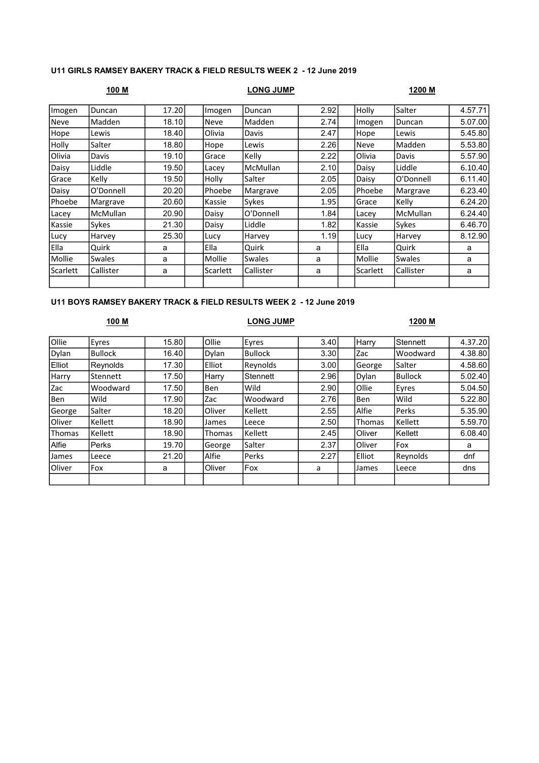**U11 GIRLS RAMSEY BAKERY TRACK & FIELD RESULTS WEEK 2 - 12 June 2019**

| 100 M | | | | LONG JUMP | | | | 1200 M | | |
|---|---|---|---|---|---|---|---|---|---|---|
| Imogen | Duncan | 17.20 | | Imogen | Duncan | 2.92 | | Holly | Salter | 4.57.71 |
| Neve | Madden | 18.10 | | Neve | Madden | 2.74 | | Imogen | Duncan | 5.07.00 |
| Hope | Lewis | 18.40 | | Olivia | Davis | 2.47 | | Hope | Lewis | 5.45.80 |
| Holly | Salter | 18.80 | | Hope | Lewis | 2.26 | | Neve | Madden | 5.53.80 |
| Olivia | Davis | 19.10 | | Grace | Kelly | 2.22 | | Olivia | Davis | 5.57.90 |
| Daisy | Liddle | 19.50 | | Lacey | McMullan | 2.10 | | Daisy | Liddle | 6.10.40 |
| Grace | Kelly | 19.50 | | Holly | Salter | 2.05 | | Daisy | O'Donnell | 6.11.40 |
| Daisy | O'Donnell | 20.20 | | Phoebe | Margrave | 2.05 | | Phoebe | Margrave | 6.23.40 |
| Phoebe | Margrave | 20.60 | | Kassie | Sykes | 1.95 | | Grace | Kelly | 6.24.20 |
| Lacey | McMullan | 20.90 | | Daisy | O'Donnell | 1.84 | | Lacey | McMullan | 6.24.40 |
| Kassie | Sykes | 21.30 | | Daisy | Liddle | 1.82 | | Kassie | Sykes | 6.46.70 |
| Lucy | Harvey | 25.30 | | Lucy | Harvey | 1.19 | | Lucy | Harvey | 8.12.90 |
| Ella | Quirk | a | | Ella | Quirk | a | | Ella | Quirk | a |
| Mollie | Swales | a | | Mollie | Swales | a | | Mollie | Swales | a |
| Scarlett | Callister | a | | Scarlett | Callister | a | | Scarlett | Callister | a |

**U11 BOYS RAMSEY BAKERY TRACK & FIELD RESULTS WEEK 2 - 12 June 2019**

| 100 M | | | | LONG JUMP | | | | 1200 M | | |
|---|---|---|---|---|---|---|---|---|---|---|
| Ollie | Eyres | 15.80 | | Ollie | Eyres | 3.40 | | Harry | Stennett | 4.37.20 |
| Dylan | Bullock | 16.40 | | Dylan | Bullock | 3.30 | | Zac | Woodward | 4.38.80 |
| Elliot | Reynolds | 17.30 | | Elliot | Reynolds | 3.00 | | George | Salter | 4.58.60 |
| Harry | Stennett | 17.50 | | Harry | Stennett | 2.96 | | Dylan | Bullock | 5.02.40 |
| Zac | Woodward | 17.50 | | Ben | Wild | 2.90 | | Ollie | Eyres | 5.04.50 |
| Ben | Wild | 17.90 | | Zac | Woodward | 2.76 | | Ben | Wild | 5.22.80 |
| George | Salter | 18.20 | | Oliver | Kellett | 2.55 | | Alfie | Perks | 5.35.90 |
| Oliver | Kellett | 18.90 | | James | Leece | 2.50 | | Thomas | Kellett | 5.59.70 |
| Thomas | Kellett | 18.90 | | Thomas | Kellett | 2.45 | | Oliver | Kellett | 6.08.40 |
| Alfie | Perks | 19.70 | | George | Salter | 2.37 | | Oliver | Fox | a |
| James | Leece | 21.20 | | Alfie | Perks | 2.27 | | Elliot | Reynolds | dnf |
| Oliver | Fox | a | | Oliver | Fox | a | | James | Leece | dns |